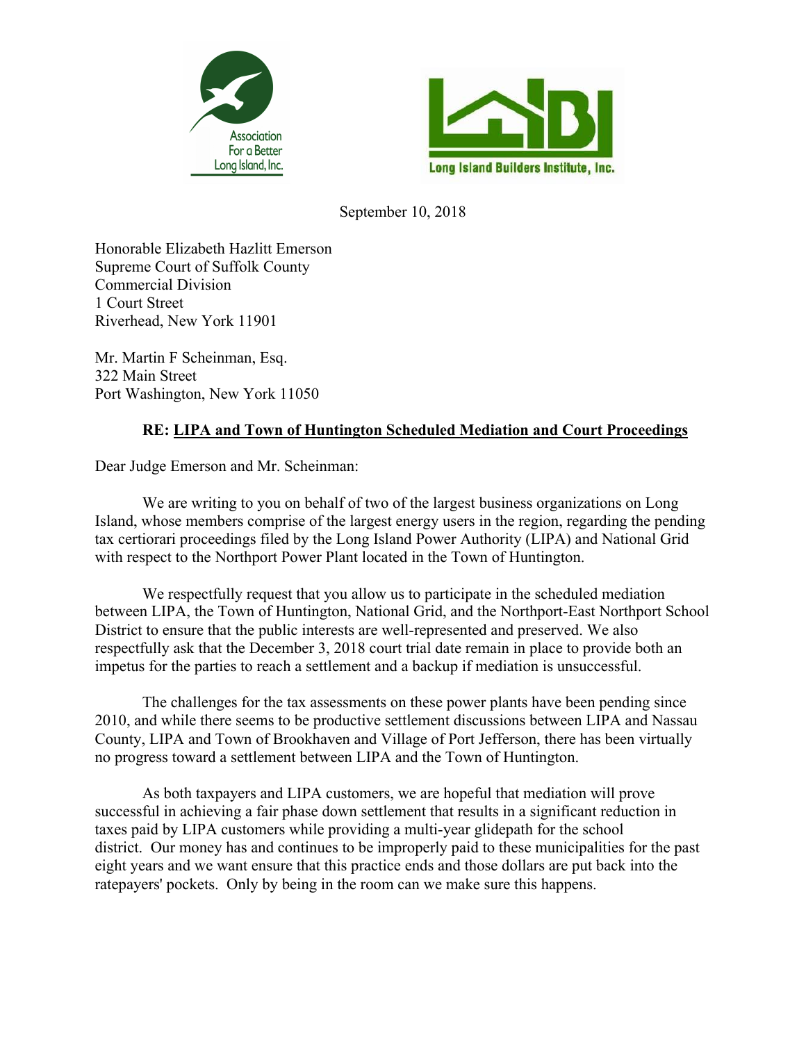Association For a Better Long Island, Inc.

Long Island Builders Institute, Inc.

September 10, 2018

Honorable Elizabeth Hazlitt Emerson
Supreme Court of Suffolk County
Commercial Division
1 Court Street
Riverhead, New York 11901

Mr. Martin F Scheinman, Esq.
322 Main Street
Port Washington, New York 11050

**RE: <u>LIPA and Town of Huntington Scheduled Mediation and Court Proceedings</u>**

Dear Judge Emerson and Mr. Scheinman:

We are writing to you on behalf of two of the largest business organizations on Long Island, whose members comprise of the largest energy users in the region, regarding the pending tax certiorari proceedings filed by the Long Island Power Authority (LIPA) and National Grid with respect to the Northport Power Plant located in the Town of Huntington.

We respectfully request that you allow us to participate in the scheduled mediation between LIPA, the Town of Huntington, National Grid, and the Northport-East Northport School District to ensure that the public interests are well-represented and preserved. We also respectfully ask that the December 3, 2018 court trial date remain in place to provide both an impetus for the parties to reach a settlement and a backup if mediation is unsuccessful.

The challenges for the tax assessments on these power plants have been pending since 2010, and while there seems to be productive settlement discussions between LIPA and Nassau County, LIPA and Town of Brookhaven and Village of Port Jefferson, there has been virtually no progress toward a settlement between LIPA and the Town of Huntington.

As both taxpayers and LIPA customers, we are hopeful that mediation will prove successful in achieving a fair phase down settlement that results in a significant reduction in taxes paid by LIPA customers while providing a multi-year glidepath for the school district. Our money has and continues to be improperly paid to these municipalities for the past eight years and we want ensure that this practice ends and those dollars are put back into the ratepayers' pockets. Only by being in the room can we make sure this happens.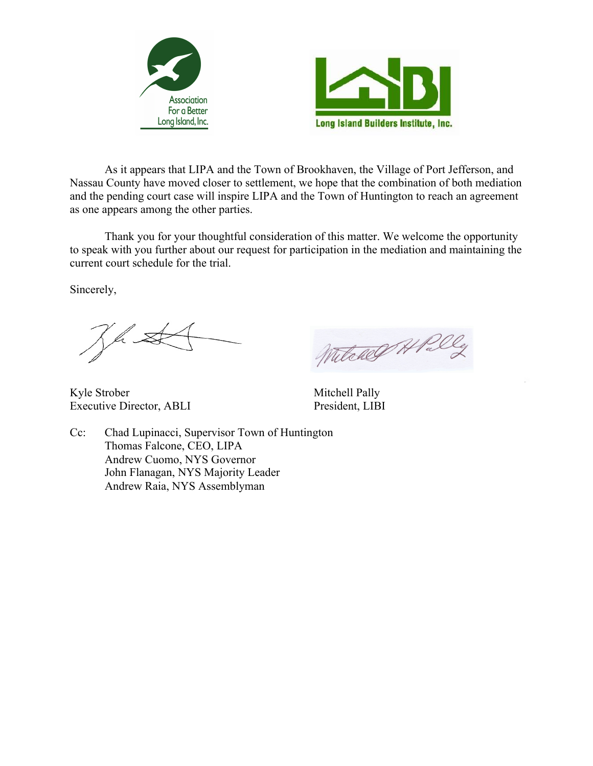Association For a Better Long Island, Inc.

Long Island Builders Institute, Inc.

As it appears that LIPA and the Town of Brookhaven, the Village of Port Jefferson, and Nassau County have moved closer to settlement, we hope that the combination of both mediation and the pending court case will inspire LIPA and the Town of Huntington to reach an agreement as one appears among the other parties.

Thank you for your thoughtful consideration of this matter. We welcome the opportunity to speak with you further about our request for participation in the mediation and maintaining the current court schedule for the trial.

Sincerely,

Kyle Strober
Executive Director, ABLI

Mitchell Pally
President, LIBI

Cc: Chad Lupinacci, Supervisor Town of Huntington
Thomas Falcone, CEO, LIPA
Andrew Cuomo, NYS Governor
John Flanagan, NYS Majority Leader
Andrew Raia, NYS Assemblyman